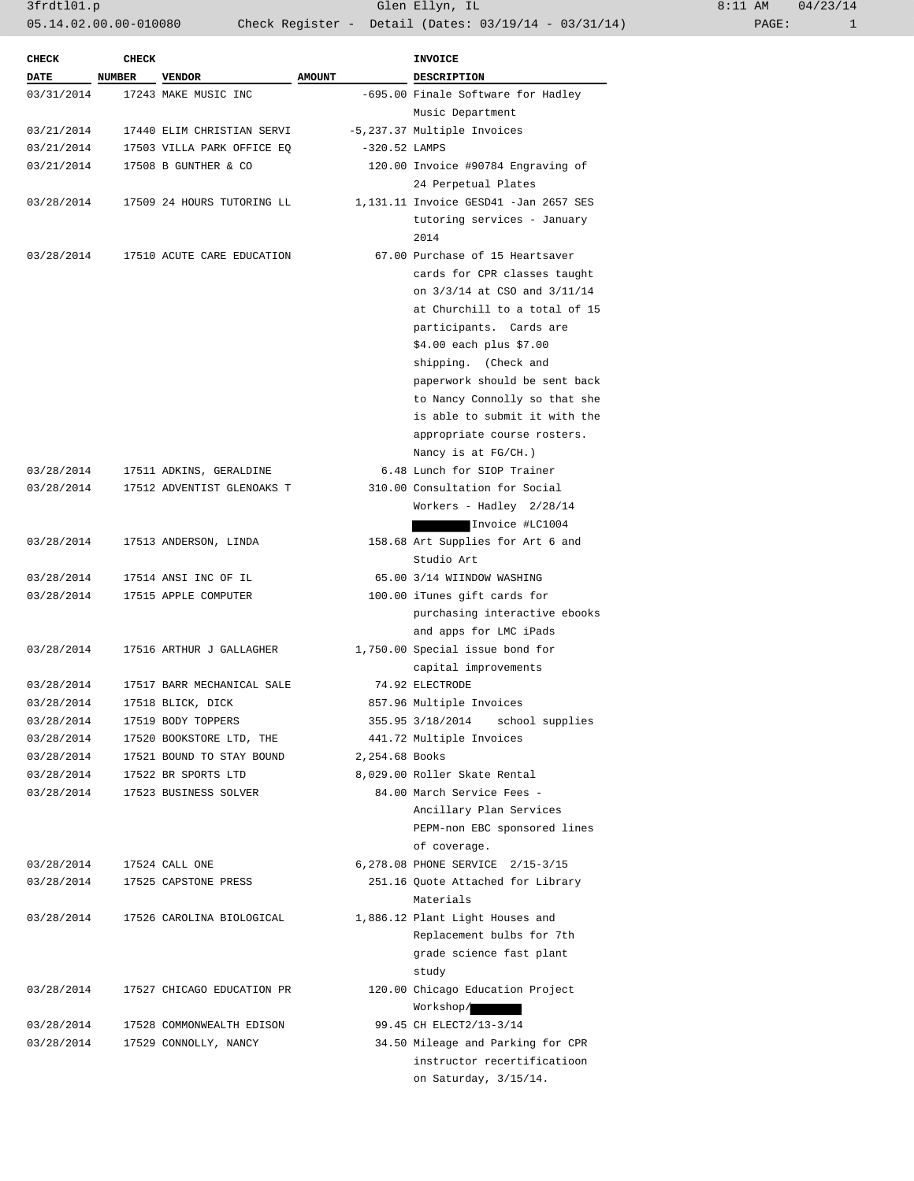3frdtl01.p Glen Ellyn, IL 8:11 AM 04/23/14

05.14.02.00.00-010080 Check Register - Detail (Dates: 03/19/14 - 03/31/14)

| CHECK DATE | CHECK NUMBER | VENDOR | AMOUNT | INVOICE DESCRIPTION |
|---|---|---|---|---|
| 03/31/2014 | 17243 | MAKE MUSIC INC | -695.00 | Finale Software for Hadley Music Department |
| 03/21/2014 | 17440 | ELIM CHRISTIAN SERVI | -5,237.37 | Multiple Invoices |
| 03/21/2014 | 17503 | VILLA PARK OFFICE EQ | -320.52 | LAMPS |
| 03/21/2014 | 17508 | B GUNTHER & CO | 120.00 | Invoice #90784 Engraving of 24 Perpetual Plates |
| 03/28/2014 | 17509 | 24 HOURS TUTORING LL | 1,131.11 | Invoice GESD41 -Jan 2657 SES tutoring services - January 2014 |
| 03/28/2014 | 17510 | ACUTE CARE EDUCATION | 67.00 | Purchase of 15 Heartsaver cards for CPR classes taught on 3/3/14 at CSO and 3/11/14 at Churchill to a total of 15 participants. Cards are $4.00 each plus $7.00 shipping. (Check and paperwork should be sent back to Nancy Connolly so that she is able to submit it with the appropriate course rosters. Nancy is at FG/CH.) |
| 03/28/2014 | 17511 | ADKINS, GERALDINE | 6.48 | Lunch for SIOP Trainer |
| 03/28/2014 | 17512 | ADVENTIST GLENOAKS T | 310.00 | Consultation for Social Workers - Hadley 2/28/14 [REDACTED] Invoice #LC1004 |
| 03/28/2014 | 17513 | ANDERSON, LINDA | 158.68 | Art Supplies for Art 6 and Studio Art |
| 03/28/2014 | 17514 | ANSI INC OF IL | 65.00 | 3/14 WIINDOW WASHING |
| 03/28/2014 | 17515 | APPLE COMPUTER | 100.00 | iTunes gift cards for purchasing interactive ebooks and apps for LMC iPads |
| 03/28/2014 | 17516 | ARTHUR J GALLAGHER | 1,750.00 | Special issue bond for capital improvements |
| 03/28/2014 | 17517 | BARR MECHANICAL SALE | 74.92 | ELECTRODE |
| 03/28/2014 | 17518 | BLICK, DICK | 857.96 | Multiple Invoices |
| 03/28/2014 | 17519 | BODY TOPPERS | 355.95 | 3/18/2014 school supplies |
| 03/28/2014 | 17520 | BOOKSTORE LTD, THE | 441.72 | Multiple Invoices |
| 03/28/2014 | 17521 | BOUND TO STAY BOUND | 2,254.68 | Books |
| 03/28/2014 | 17522 | BR SPORTS LTD | 8,029.00 | Roller Skate Rental |
| 03/28/2014 | 17523 | BUSINESS SOLVER | 84.00 | March Service Fees - Ancillary Plan Services PEPM-non EBC sponsored lines of coverage. |
| 03/28/2014 | 17524 | CALL ONE | 6,278.08 | PHONE SERVICE 2/15-3/15 |
| 03/28/2014 | 17525 | CAPSTONE PRESS | 251.16 | Quote Attached for Library Materials |
| 03/28/2014 | 17526 | CAROLINA BIOLOGICAL | 1,886.12 | Plant Light Houses and Replacement bulbs for 7th grade science fast plant study |
| 03/28/2014 | 17527 | CHICAGO EDUCATION PR | 120.00 | Chicago Education Project Workshop/[REDACTED] |
| 03/28/2014 | 17528 | COMMONWEALTH EDISON | 99.45 | CH ELECT2/13-3/14 |
| 03/28/2014 | 17529 | CONNOLLY, NANCY | 34.50 | Mileage and Parking for CPR instructor recertificatioon on Saturday, 3/15/14. |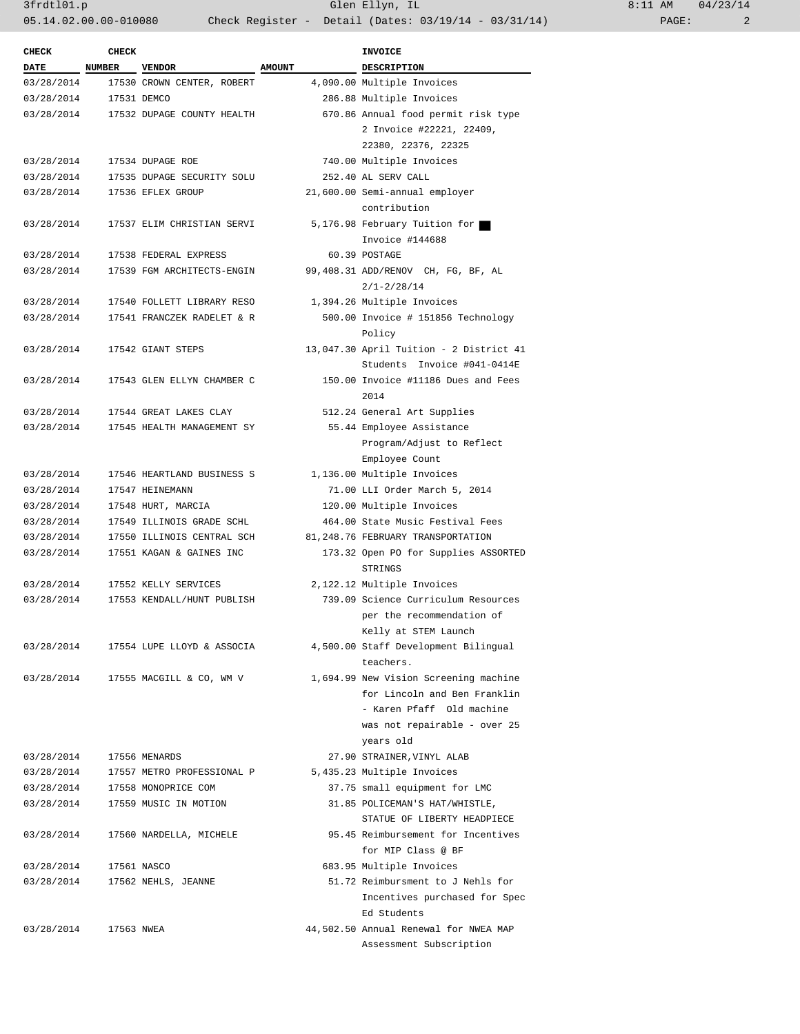| CHECK DATE | CHECK NUMBER | VENDOR | AMOUNT | INVOICE DESCRIPTION |
|---|---|---|---|---|
| 03/28/2014 | 17530 | CROWN CENTER, ROBERT | 4,090.00 | Multiple Invoices |
| 03/28/2014 | 17531 | DEMCO | 286.88 | Multiple Invoices |
| 03/28/2014 | 17532 | DUPAGE COUNTY HEALTH | 670.86 | Annual food permit risk type 2 Invoice #22221, 22409, 22380, 22376, 22325 |
| 03/28/2014 | 17534 | DUPAGE ROE | 740.00 | Multiple Invoices |
| 03/28/2014 | 17535 | DUPAGE SECURITY SOLU | 252.40 | AL SERV CALL |
| 03/28/2014 | 17536 | EFLEX GROUP | 21,600.00 | Semi-annual employer contribution |
| 03/28/2014 | 17537 | ELIM CHRISTIAN SERVI | 5,176.98 | February Tuition for ██ Invoice #144688 |
| 03/28/2014 | 17538 | FEDERAL EXPRESS | 60.39 | POSTAGE |
| 03/28/2014 | 17539 | FGM ARCHITECTS-ENGIN | 99,408.31 | ADD/RENOV CH, FG, BF, AL 2/1-2/28/14 |
| 03/28/2014 | 17540 | FOLLETT LIBRARY RESO | 1,394.26 | Multiple Invoices |
| 03/28/2014 | 17541 | FRANCZEK RADELET & R | 500.00 | Invoice # 151856 Technology Policy |
| 03/28/2014 | 17542 | GIANT STEPS | 13,047.30 | April Tuition - 2 District 41 Students Invoice #041-0414E |
| 03/28/2014 | 17543 | GLEN ELLYN CHAMBER C | 150.00 | Invoice #11186 Dues and Fees 2014 |
| 03/28/2014 | 17544 | GREAT LAKES CLAY | 512.24 | General Art Supplies |
| 03/28/2014 | 17545 | HEALTH MANAGEMENT SY | 55.44 | Employee Assistance Program/Adjust to Reflect Employee Count |
| 03/28/2014 | 17546 | HEARTLAND BUSINESS S | 1,136.00 | Multiple Invoices |
| 03/28/2014 | 17547 | HEINEMANN | 71.00 | LLI Order March 5, 2014 |
| 03/28/2014 | 17548 | HURT, MARCIA | 120.00 | Multiple Invoices |
| 03/28/2014 | 17549 | ILLINOIS GRADE SCHL | 464.00 | State Music Festival Fees |
| 03/28/2014 | 17550 | ILLINOIS CENTRAL SCH | 81,248.76 | FEBRUARY TRANSPORTATION |
| 03/28/2014 | 17551 | KAGAN & GAINES INC | 173.32 | Open PO for Supplies ASSORTED STRINGS |
| 03/28/2014 | 17552 | KELLY SERVICES | 2,122.12 | Multiple Invoices |
| 03/28/2014 | 17553 | KENDALL/HUNT PUBLISH | 739.09 | Science Curriculum Resources per the recommendation of Kelly at STEM Launch |
| 03/28/2014 | 17554 | LUPE LLOYD & ASSOCIA | 4,500.00 | Staff Development Bilingual teachers. |
| 03/28/2014 | 17555 | MACGILL & CO, WM V | 1,694.99 | New Vision Screening machine for Lincoln and Ben Franklin - Karen Pfaff Old machine was not repairable - over 25 years old |
| 03/28/2014 | 17556 | MENARDS | 27.90 | STRAINER,VINYL ALAB |
| 03/28/2014 | 17557 | METRO PROFESSIONAL P | 5,435.23 | Multiple Invoices |
| 03/28/2014 | 17558 | MONOPRICE COM | 37.75 | small equipment for LMC |
| 03/28/2014 | 17559 | MUSIC IN MOTION | 31.85 | POLICEMAN'S HAT/WHISTLE, STATUE OF LIBERTY HEADPIECE |
| 03/28/2014 | 17560 | NARDELLA, MICHELE | 95.45 | Reimbursement for Incentives for MIP Class @ BF |
| 03/28/2014 | 17561 | NASCO | 683.95 | Multiple Invoices |
| 03/28/2014 | 17562 | NEHLS, JEANNE | 51.72 | Reimbursment to J Nehls for Incentives purchased for Spec Ed Students |
| 03/28/2014 | 17563 | NWEA | 44,502.50 | Annual Renewal for NWEA MAP Assessment Subscription |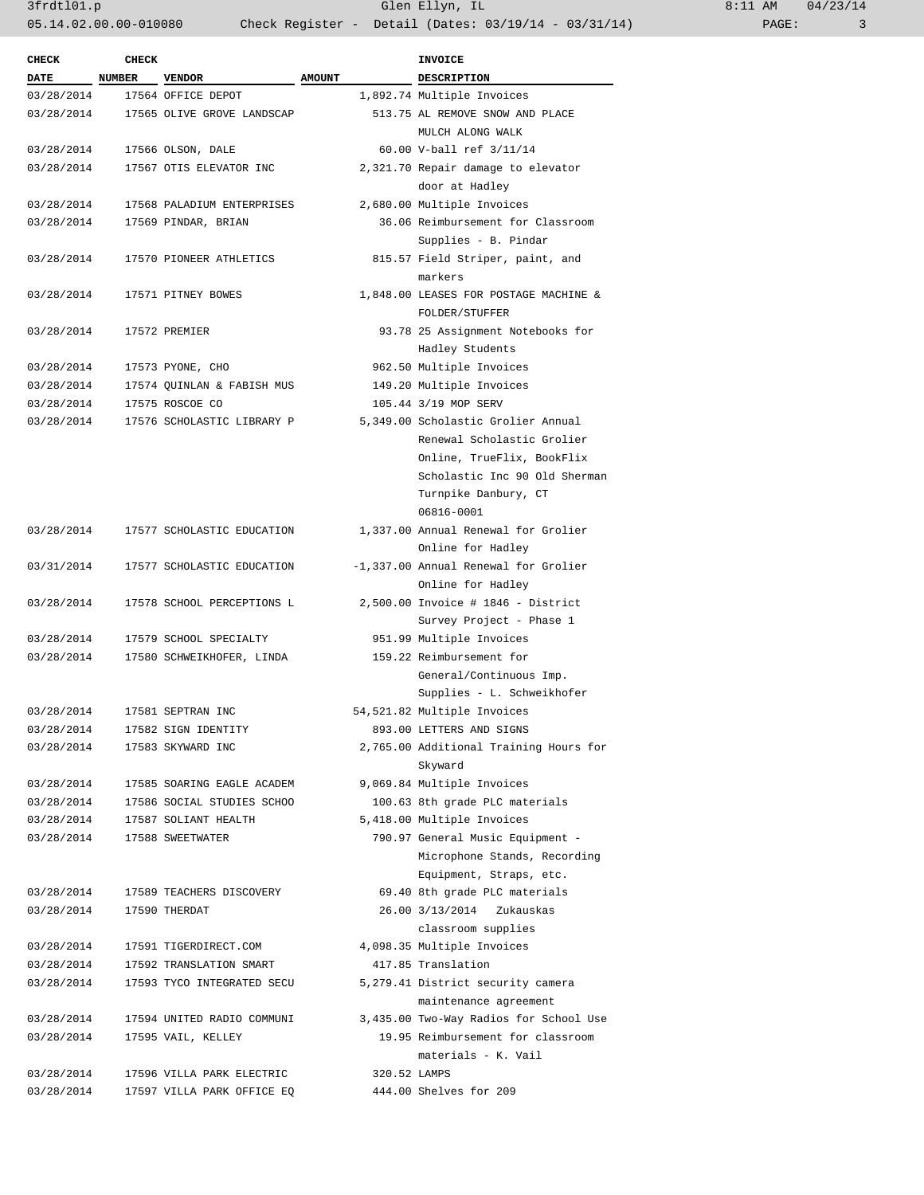| CHECK DATE | CHECK NUMBER | VENDOR | AMOUNT | INVOICE DESCRIPTION |
|---|---|---|---|---|
| 03/28/2014 | 17564 | OFFICE DEPOT | 1,892.74 | Multiple Invoices |
| 03/28/2014 | 17565 | OLIVE GROVE LANDSCAP | 513.75 | AL REMOVE SNOW AND PLACE MULCH ALONG WALK |
| 03/28/2014 | 17566 | OLSON, DALE | 60.00 | V-ball ref 3/11/14 |
| 03/28/2014 | 17567 | OTIS ELEVATOR INC | 2,321.70 | Repair damage to elevator door at Hadley |
| 03/28/2014 | 17568 | PALADIUM ENTERPRISES | 2,680.00 | Multiple Invoices |
| 03/28/2014 | 17569 | PINDAR, BRIAN | 36.06 | Reimbursement for Classroom Supplies - B. Pindar |
| 03/28/2014 | 17570 | PIONEER ATHLETICS | 815.57 | Field Striper, paint, and markers |
| 03/28/2014 | 17571 | PITNEY BOWES | 1,848.00 | LEASES FOR POSTAGE MACHINE & FOLDER/STUFFER |
| 03/28/2014 | 17572 | PREMIER | 93.78 | 25 Assignment Notebooks for Hadley Students |
| 03/28/2014 | 17573 | PYONE, CHO | 962.50 | Multiple Invoices |
| 03/28/2014 | 17574 | QUINLAN & FABISH MUS | 149.20 | Multiple Invoices |
| 03/28/2014 | 17575 | ROSCOE CO | 105.44 | 3/19 MOP SERV |
| 03/28/2014 | 17576 | SCHOLASTIC LIBRARY P | 5,349.00 | Scholastic Grolier Annual Renewal Scholastic Grolier Online, TrueFlix, BookFlix Scholastic Inc 90 Old Sherman Turnpike Danbury, CT 06816-0001 |
| 03/28/2014 | 17577 | SCHOLASTIC EDUCATION | 1,337.00 | Annual Renewal for Grolier Online for Hadley |
| 03/31/2014 | 17577 | SCHOLASTIC EDUCATION | -1,337.00 | Annual Renewal for Grolier Online for Hadley |
| 03/28/2014 | 17578 | SCHOOL PERCEPTIONS L | 2,500.00 | Invoice # 1846 - District Survey Project - Phase 1 |
| 03/28/2014 | 17579 | SCHOOL SPECIALTY | 951.99 | Multiple Invoices |
| 03/28/2014 | 17580 | SCHWEIKHOFER, LINDA | 159.22 | Reimbursement for General/Continuous Imp. Supplies - L. Schweikhofer |
| 03/28/2014 | 17581 | SEPTRAN INC | 54,521.82 | Multiple Invoices |
| 03/28/2014 | 17582 | SIGN IDENTITY | 893.00 | LETTERS AND SIGNS |
| 03/28/2014 | 17583 | SKYWARD INC | 2,765.00 | Additional Training Hours for Skyward |
| 03/28/2014 | 17585 | SOARING EAGLE ACADEM | 9,069.84 | Multiple Invoices |
| 03/28/2014 | 17586 | SOCIAL STUDIES SCHOO | 100.63 | 8th grade PLC materials |
| 03/28/2014 | 17587 | SOLIANT HEALTH | 5,418.00 | Multiple Invoices |
| 03/28/2014 | 17588 | SWEETWATER | 790.97 | General Music Equipment - Microphone Stands, Recording Equipment, Straps, etc. |
| 03/28/2014 | 17589 | TEACHERS DISCOVERY | 69.40 | 8th grade PLC materials |
| 03/28/2014 | 17590 | THERDAT | 26.00 | 3/13/2014 Zukauskas classroom supplies |
| 03/28/2014 | 17591 | TIGERDIRECT.COM | 4,098.35 | Multiple Invoices |
| 03/28/2014 | 17592 | TRANSLATION SMART | 417.85 | Translation |
| 03/28/2014 | 17593 | TYCO INTEGRATED SECU | 5,279.41 | District security camera maintenance agreement |
| 03/28/2014 | 17594 | UNITED RADIO COMMUNI | 3,435.00 | Two-Way Radios for School Use |
| 03/28/2014 | 17595 | VAIL, KELLEY | 19.95 | Reimbursement for classroom materials - K. Vail |
| 03/28/2014 | 17596 | VILLA PARK ELECTRIC | 320.52 | LAMPS |
| 03/28/2014 | 17597 | VILLA PARK OFFICE EQ | 444.00 | Shelves for 209 |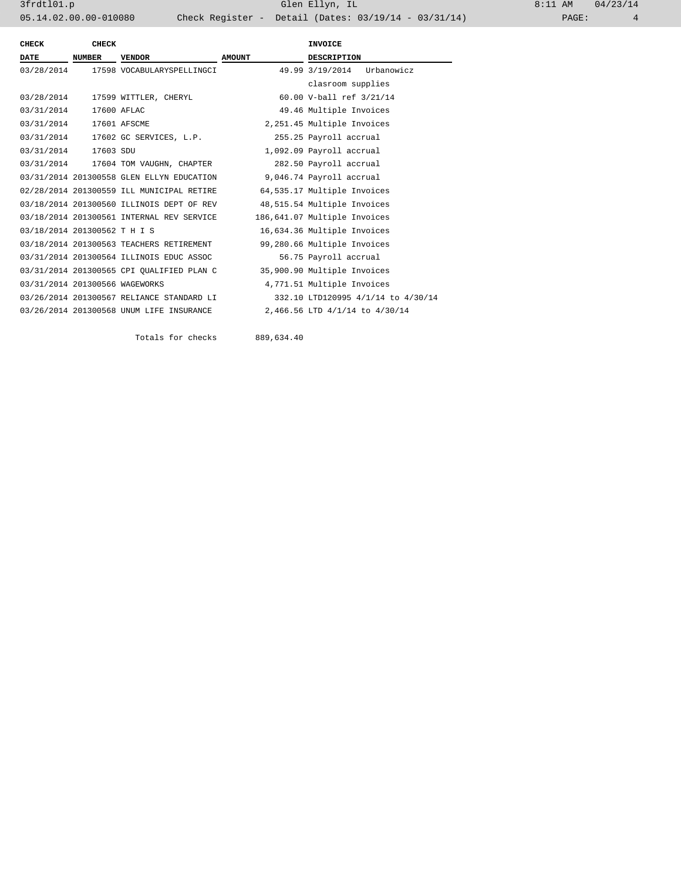| CHECK DATE | CHECK NUMBER | VENDOR | AMOUNT | INVOICE DESCRIPTION |
|---|---|---|---|---|
| 03/28/2014 | 17598 | VOCABULARYSPELLINGCI | 49.99 | 3/19/2014 Urbanowicz clasroom supplies |
| 03/28/2014 | 17599 | WITTLER, CHERYL | 60.00 | V-ball ref 3/21/14 |
| 03/31/2014 | 17600 | AFLAC | 49.46 | Multiple Invoices |
| 03/31/2014 | 17601 | AFSCME | 2,251.45 | Multiple Invoices |
| 03/31/2014 | 17602 | GC SERVICES, L.P. | 255.25 | Payroll accrual |
| 03/31/2014 | 17603 | SDU | 1,092.09 | Payroll accrual |
| 03/31/2014 | 17604 | TOM VAUGHN, CHAPTER | 282.50 | Payroll accrual |
| 03/31/2014 | 201300558 | GLEN ELLYN EDUCATION | 9,046.74 | Payroll accrual |
| 02/28/2014 | 201300559 | ILL MUNICIPAL RETIRE | 64,535.17 | Multiple Invoices |
| 03/18/2014 | 201300560 | ILLINOIS DEPT OF REV | 48,515.54 | Multiple Invoices |
| 03/18/2014 | 201300561 | INTERNAL REV SERVICE | 186,641.07 | Multiple Invoices |
| 03/18/2014 | 201300562 | T H I S | 16,634.36 | Multiple Invoices |
| 03/18/2014 | 201300563 | TEACHERS RETIREMENT | 99,280.66 | Multiple Invoices |
| 03/31/2014 | 201300564 | ILLINOIS EDUC ASSOC | 56.75 | Payroll accrual |
| 03/31/2014 | 201300565 | CPI QUALIFIED PLAN C | 35,900.90 | Multiple Invoices |
| 03/31/2014 | 201300566 | WAGEWORKS | 4,771.51 | Multiple Invoices |
| 03/26/2014 | 201300567 | RELIANCE STANDARD LI | 332.10 | LTD120995 4/1/14 to 4/30/14 |
| 03/26/2014 | 201300568 | UNUM LIFE INSURANCE | 2,466.56 | LTD 4/1/14 to 4/30/14 |
| | | Totals for checks | 889,634.40 | |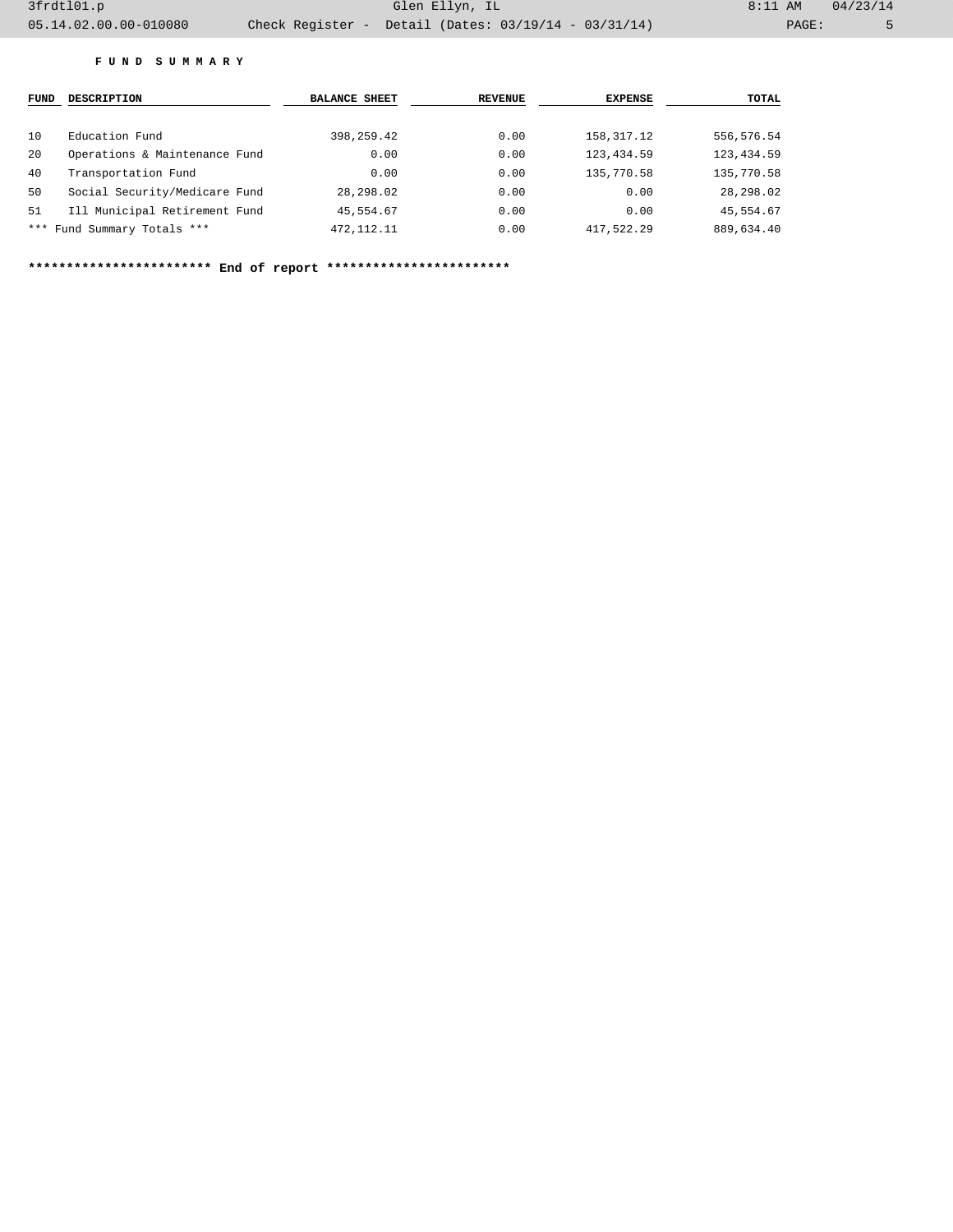**F U N D   S U M M A R Y**

| FUND | DESCRIPTION | BALANCE SHEET | REVENUE | EXPENSE | TOTAL |
|---|---|---|---|---|---|
| 10 | Education Fund | 398,259.42 | 0.00 | 158,317.12 | 556,576.54 |
| 20 | Operations & Maintenance Fund | 0.00 | 0.00 | 123,434.59 | 123,434.59 |
| 40 | Transportation Fund | 0.00 | 0.00 | 135,770.58 | 135,770.58 |
| 50 | Social Security/Medicare Fund | 28,298.02 | 0.00 | 0.00 | 28,298.02 |
| 51 | Ill Municipal Retirement Fund | 45,554.67 | 0.00 | 0.00 | 45,554.67 |
| *** Fund Summary Totals *** | | 472,112.11 | 0.00 | 417,522.29 | 889,634.40 |

**************************** End of report ****************************